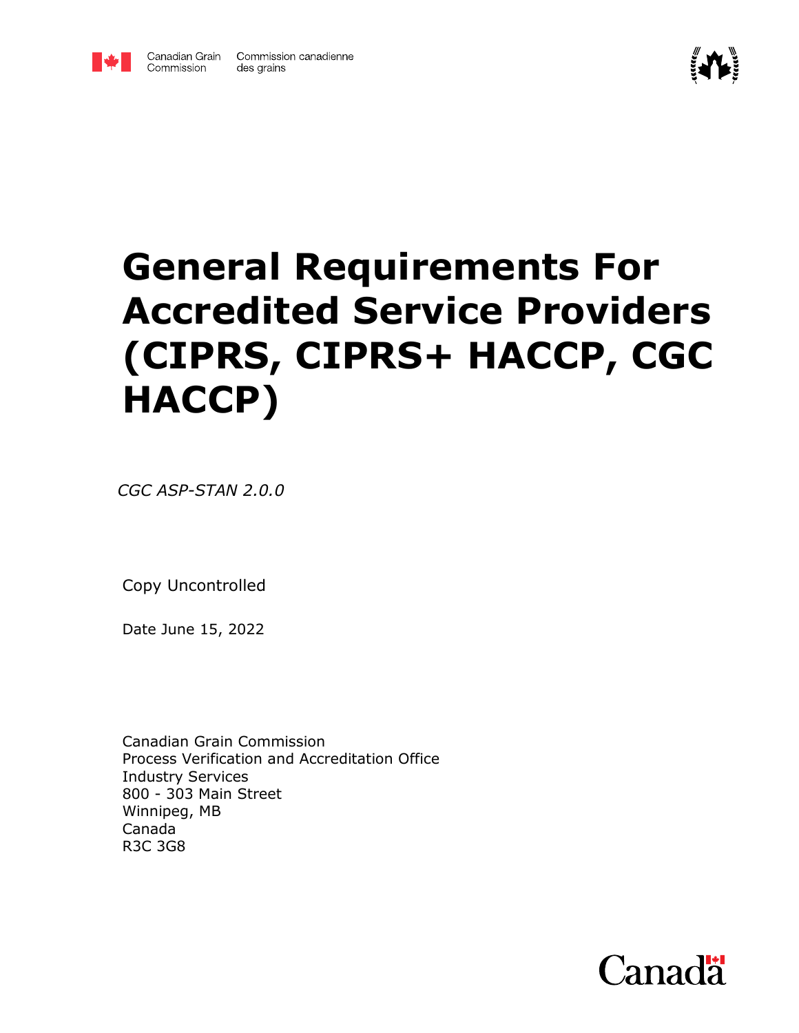Canadian Grain Commission | Commission canadienne des grains

# General Requirements For Accredited Service Providers (CIPRS, CIPRS+ HACCP, CGC HACCP)

*CGC ASP-STAN 2.0.0*

Copy Uncontrolled

Date June 15, 2022

Canadian Grain Commission
Process Verification and Accreditation Office
Industry Services
800 - 303 Main Street
Winnipeg, MB
Canada
R3C 3G8

Canada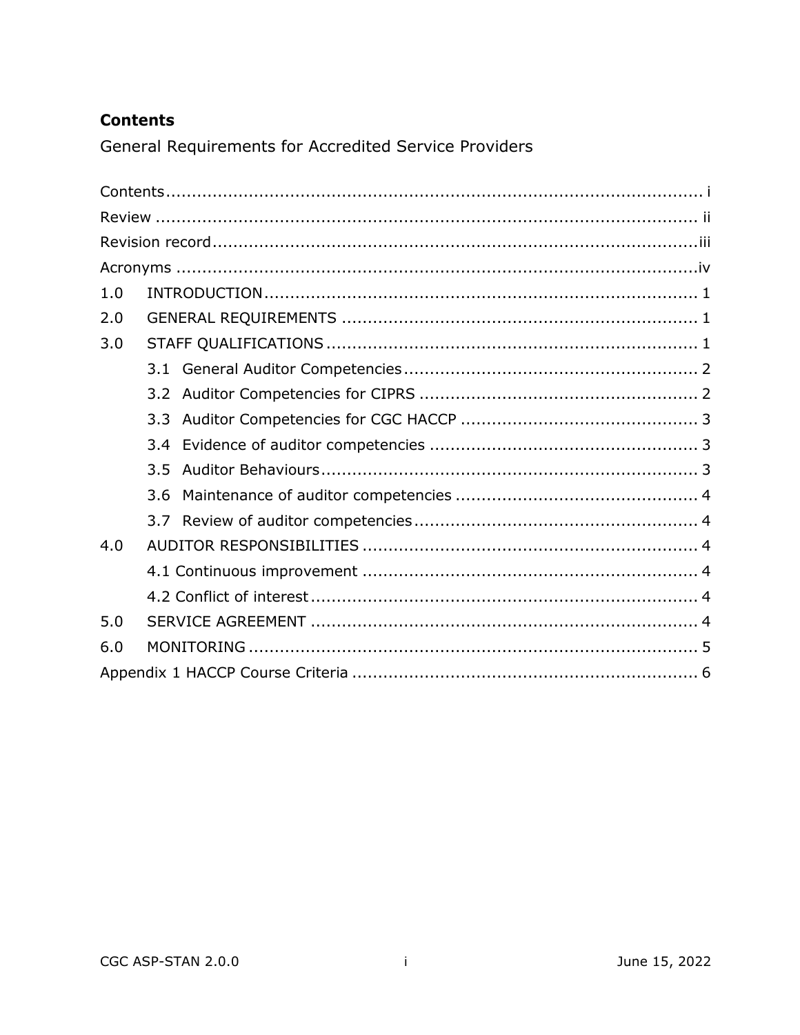## Contents

General Requirements for Accredited Service Providers

- Contents ..... i
- Review ..... ii
- Revision record ..... iii
- Acronyms ..... iv
- 1.0 INTRODUCTION ..... 1
- 2.0 GENERAL REQUIREMENTS ..... 1
- 3.0 STAFF QUALIFICATIONS ..... 1
  - 3.1 General Auditor Competencies ..... 2
  - 3.2 Auditor Competencies for CIPRS ..... 2
  - 3.3 Auditor Competencies for CGC HACCP ..... 3
  - 3.4 Evidence of auditor competencies ..... 3
  - 3.5 Auditor Behaviours ..... 3
  - 3.6 Maintenance of auditor competencies ..... 4
  - 3.7 Review of auditor competencies ..... 4
- 4.0 AUDITOR RESPONSIBILITIES ..... 4
  - 4.1 Continuous improvement ..... 4
  - 4.2 Conflict of interest ..... 4
- 5.0 SERVICE AGREEMENT ..... 4
- 6.0 MONITORING ..... 5
- Appendix 1 HACCP Course Criteria ..... 6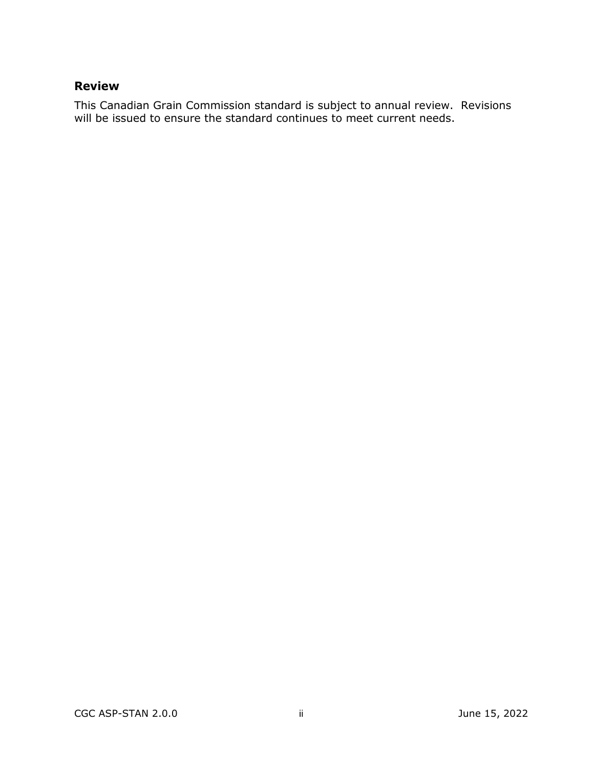## Review

This Canadian Grain Commission standard is subject to annual review. Revisions will be issued to ensure the standard continues to meet current needs.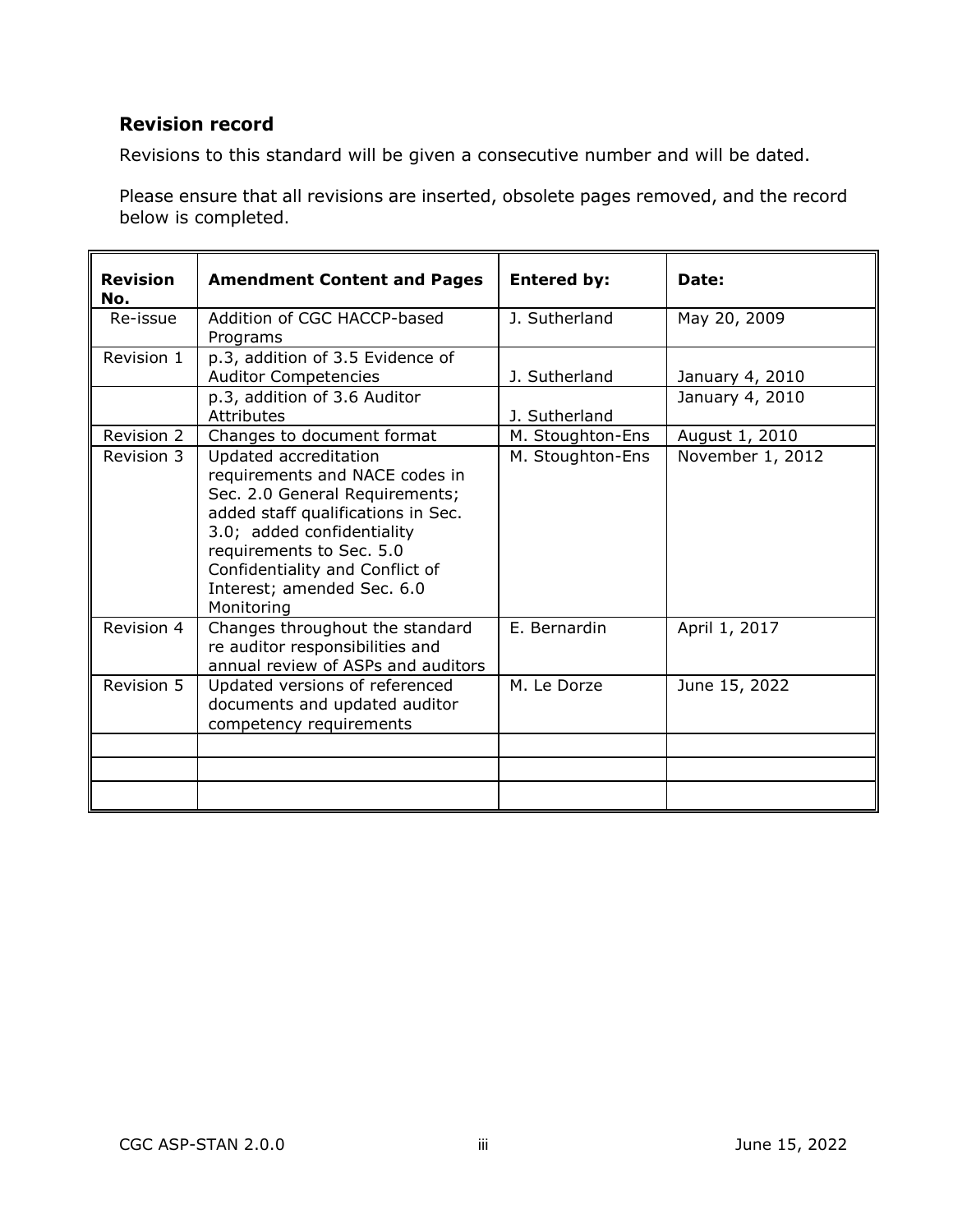## Revision record

Revisions to this standard will be given a consecutive number and will be dated.

Please ensure that all revisions are inserted, obsolete pages removed, and the record below is completed.

| Revision No. | Amendment Content and Pages | Entered by: | Date: |
|---|---|---|---|
| Re-issue | Addition of CGC HACCP-based Programs | J. Sutherland | May 20, 2009 |
| Revision 1 | p.3, addition of 3.5 Evidence of Auditor Competencies | J. Sutherland | January 4, 2010 |
| | p.3, addition of 3.6 Auditor Attributes | J. Sutherland | January 4, 2010 |
| Revision 2 | Changes to document format | M. Stoughton-Ens | August 1, 2010 |
| Revision 3 | Updated accreditation requirements and NACE codes in Sec. 2.0 General Requirements; added staff qualifications in Sec. 3.0; added confidentiality requirements to Sec. 5.0 Confidentiality and Conflict of Interest; amended Sec. 6.0 Monitoring | M. Stoughton-Ens | November 1, 2012 |
| Revision 4 | Changes throughout the standard re auditor responsibilities and annual review of ASPs and auditors | E. Bernardin | April 1, 2017 |
| Revision 5 | Updated versions of referenced documents and updated auditor competency requirements | M. Le Dorze | June 15, 2022 |
| | | | |
| | | | |
| | | | |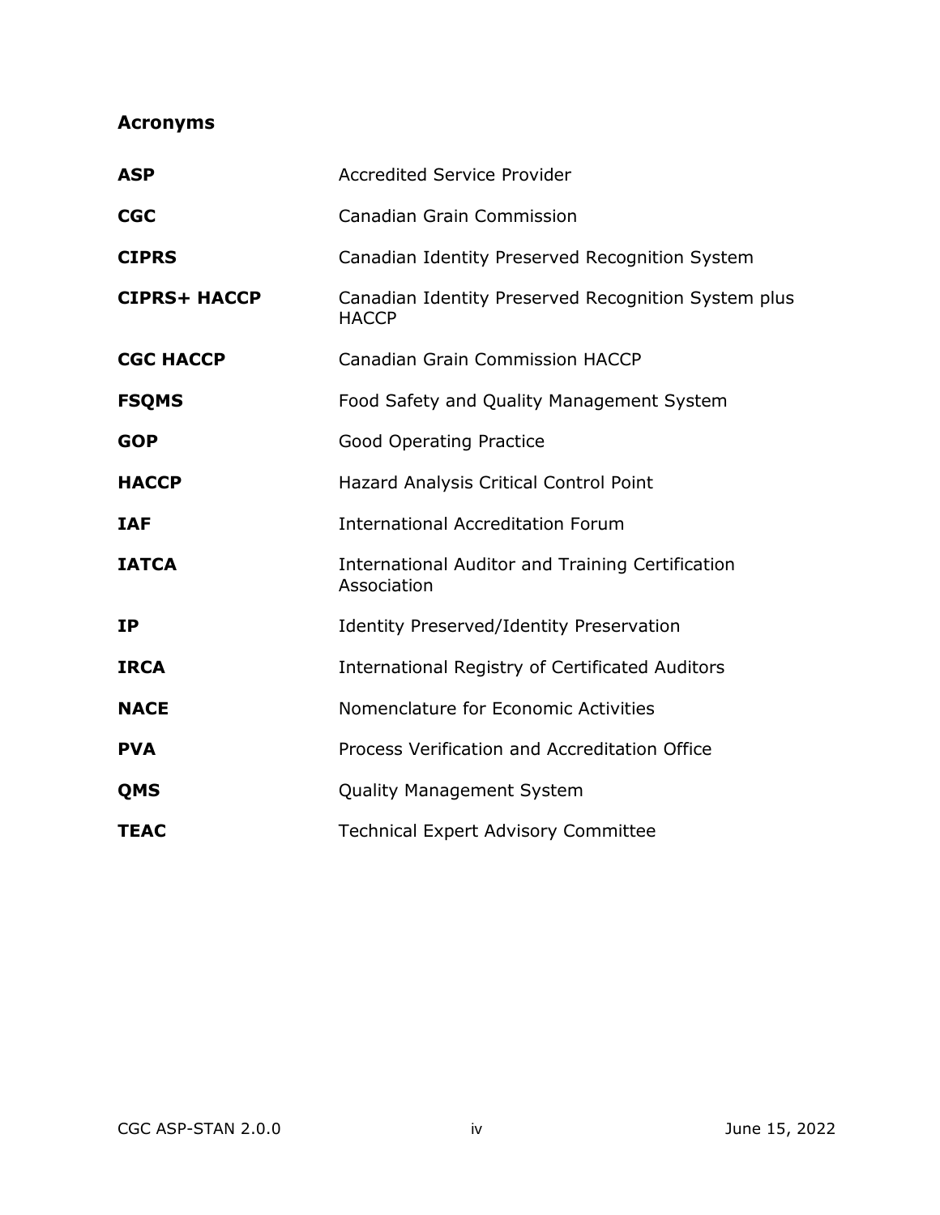## Acronyms

| | |
|---|---|
| **ASP** | Accredited Service Provider |
| **CGC** | Canadian Grain Commission |
| **CIPRS** | Canadian Identity Preserved Recognition System |
| **CIPRS+ HACCP** | Canadian Identity Preserved Recognition System plus HACCP |
| **CGC HACCP** | Canadian Grain Commission HACCP |
| **FSQMS** | Food Safety and Quality Management System |
| **GOP** | Good Operating Practice |
| **HACCP** | Hazard Analysis Critical Control Point |
| **IAF** | International Accreditation Forum |
| **IATCA** | International Auditor and Training Certification Association |
| **IP** | Identity Preserved/Identity Preservation |
| **IRCA** | International Registry of Certificated Auditors |
| **NACE** | Nomenclature for Economic Activities |
| **PVA** | Process Verification and Accreditation Office |
| **QMS** | Quality Management System |
| **TEAC** | Technical Expert Advisory Committee |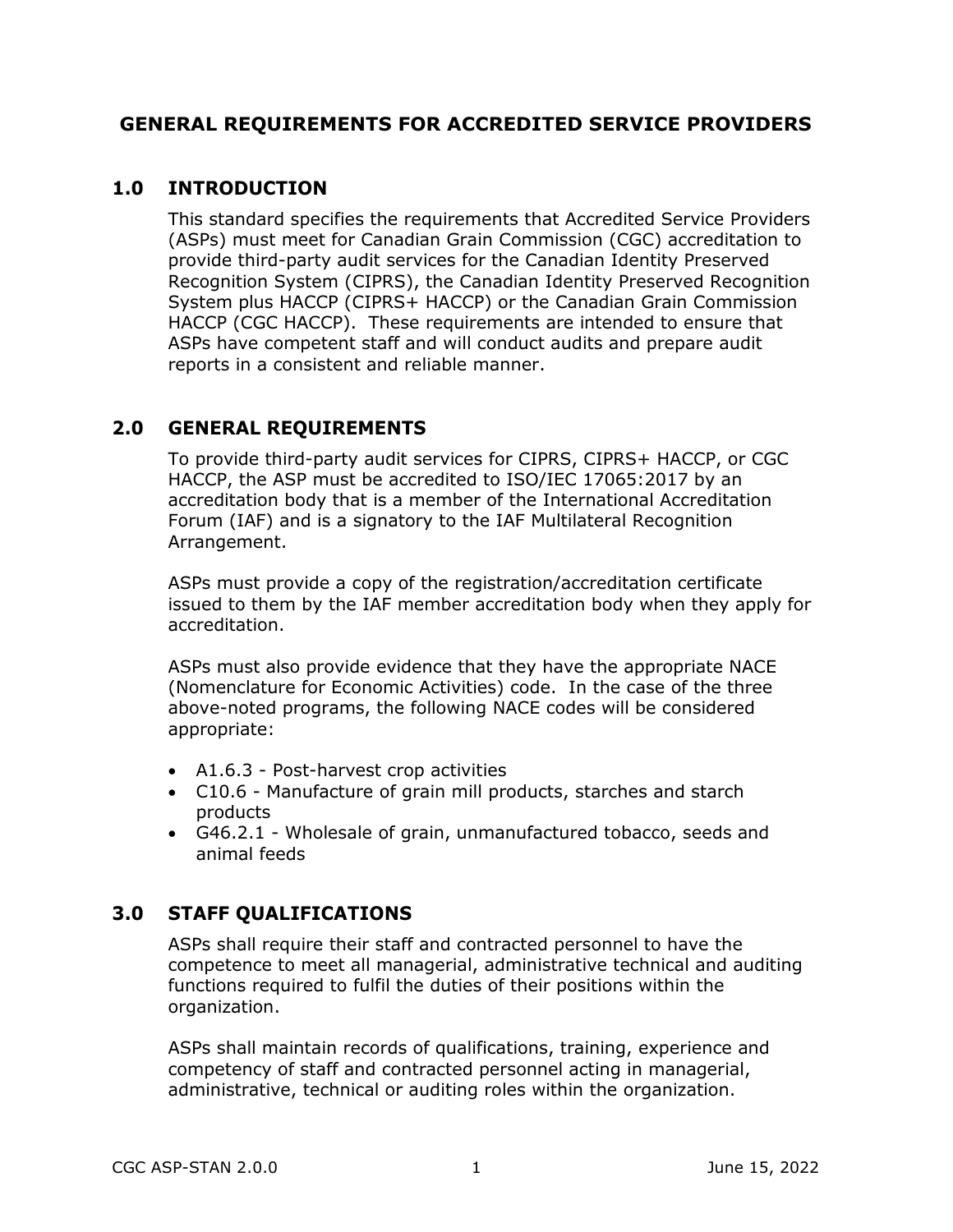# GENERAL REQUIREMENTS FOR ACCREDITED SERVICE PROVIDERS

## 1.0 INTRODUCTION

This standard specifies the requirements that Accredited Service Providers (ASPs) must meet for Canadian Grain Commission (CGC) accreditation to provide third-party audit services for the Canadian Identity Preserved Recognition System (CIPRS), the Canadian Identity Preserved Recognition System plus HACCP (CIPRS+ HACCP) or the Canadian Grain Commission HACCP (CGC HACCP). These requirements are intended to ensure that ASPs have competent staff and will conduct audits and prepare audit reports in a consistent and reliable manner.

## 2.0 GENERAL REQUIREMENTS

To provide third-party audit services for CIPRS, CIPRS+ HACCP, or CGC HACCP, the ASP must be accredited to ISO/IEC 17065:2017 by an accreditation body that is a member of the International Accreditation Forum (IAF) and is a signatory to the IAF Multilateral Recognition Arrangement.

ASPs must provide a copy of the registration/accreditation certificate issued to them by the IAF member accreditation body when they apply for accreditation.

ASPs must also provide evidence that they have the appropriate NACE (Nomenclature for Economic Activities) code. In the case of the three above-noted programs, the following NACE codes will be considered appropriate:

- A1.6.3 - Post-harvest crop activities
- C10.6 - Manufacture of grain mill products, starches and starch products
- G46.2.1 - Wholesale of grain, unmanufactured tobacco, seeds and animal feeds

## 3.0 STAFF QUALIFICATIONS

ASPs shall require their staff and contracted personnel to have the competence to meet all managerial, administrative technical and auditing functions required to fulfil the duties of their positions within the organization.

ASPs shall maintain records of qualifications, training, experience and competency of staff and contracted personnel acting in managerial, administrative, technical or auditing roles within the organization.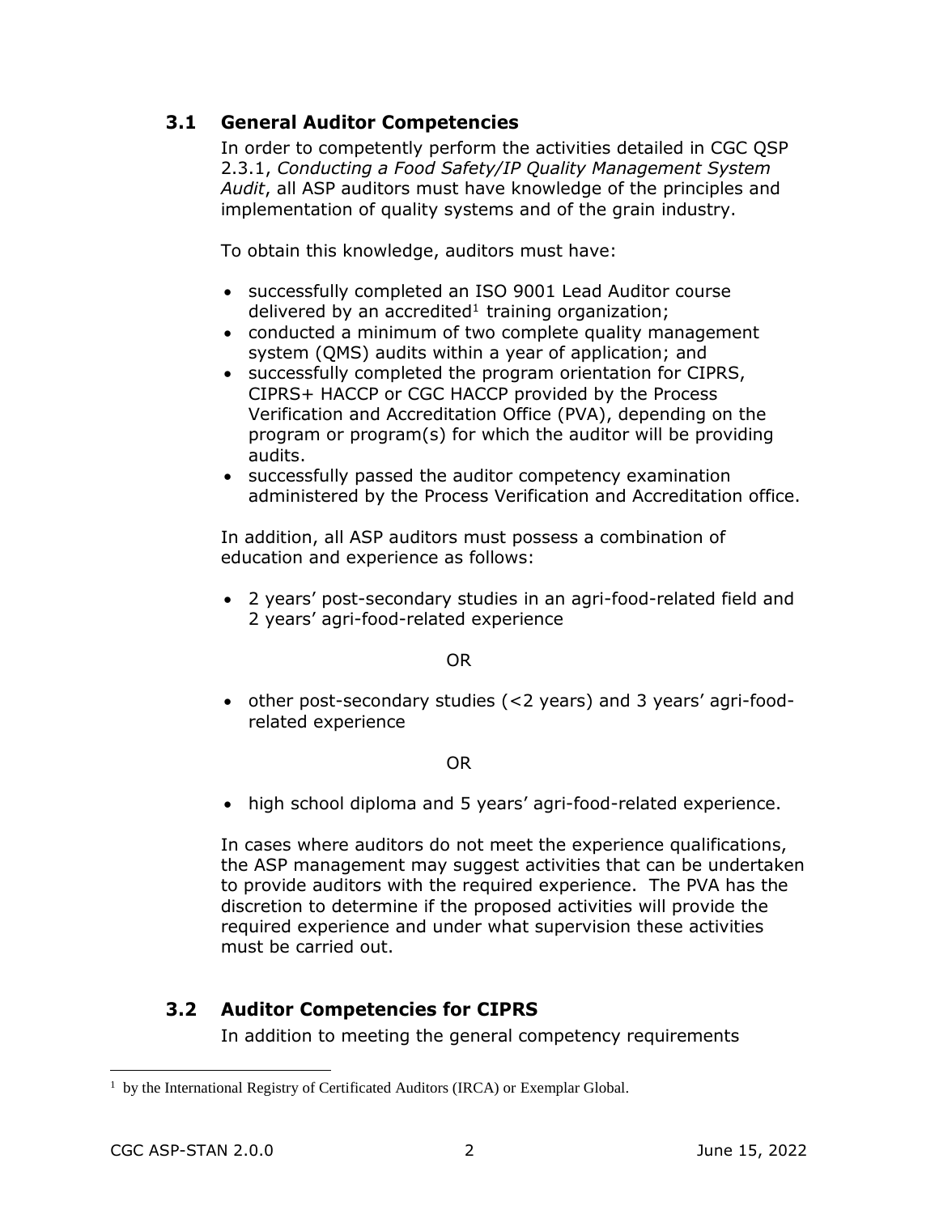## 3.1 General Auditor Competencies

In order to competently perform the activities detailed in CGC QSP 2.3.1, *Conducting a Food Safety/IP Quality Management System Audit*, all ASP auditors must have knowledge of the principles and implementation of quality systems and of the grain industry.

To obtain this knowledge, auditors must have:

- successfully completed an ISO 9001 Lead Auditor course delivered by an accredited[1] training organization;
- conducted a minimum of two complete quality management system (QMS) audits within a year of application; and
- successfully completed the program orientation for CIPRS, CIPRS+ HACCP or CGC HACCP provided by the Process Verification and Accreditation Office (PVA), depending on the program or program(s) for which the auditor will be providing audits.
- successfully passed the auditor competency examination administered by the Process Verification and Accreditation office.

In addition, all ASP auditors must possess a combination of education and experience as follows:

- 2 years' post-secondary studies in an agri-food-related field and 2 years' agri-food-related experience

OR

- other post-secondary studies (<2 years) and 3 years' agri-food-related experience

OR

- high school diploma and 5 years' agri-food-related experience.

In cases where auditors do not meet the experience qualifications, the ASP management may suggest activities that can be undertaken to provide auditors with the required experience. The PVA has the discretion to determine if the proposed activities will provide the required experience and under what supervision these activities must be carried out.

## 3.2 Auditor Competencies for CIPRS

In addition to meeting the general competency requirements

[1] by the International Registry of Certificated Auditors (IRCA) or Exemplar Global.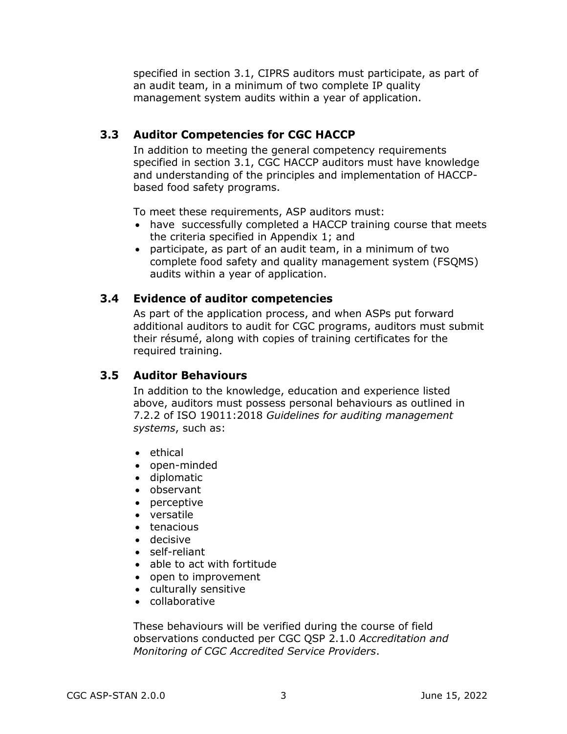specified in section 3.1, CIPRS auditors must participate, as part of an audit team, in a minimum of two complete IP quality management system audits within a year of application.

### 3.3 Auditor Competencies for CGC HACCP

In addition to meeting the general competency requirements specified in section 3.1, CGC HACCP auditors must have knowledge and understanding of the principles and implementation of HACCP-based food safety programs.

To meet these requirements, ASP auditors must:

- have successfully completed a HACCP training course that meets the criteria specified in Appendix 1; and
- participate, as part of an audit team, in a minimum of two complete food safety and quality management system (FSQMS) audits within a year of application.

### 3.4 Evidence of auditor competencies

As part of the application process, and when ASPs put forward additional auditors to audit for CGC programs, auditors must submit their résumé, along with copies of training certificates for the required training.

### 3.5 Auditor Behaviours

In addition to the knowledge, education and experience listed above, auditors must possess personal behaviours as outlined in 7.2.2 of ISO 19011:2018 *Guidelines for auditing management systems*, such as:

- ethical
- open-minded
- diplomatic
- observant
- perceptive
- versatile
- tenacious
- decisive
- self-reliant
- able to act with fortitude
- open to improvement
- culturally sensitive
- collaborative

These behaviours will be verified during the course of field observations conducted per CGC QSP 2.1.0 *Accreditation and Monitoring of CGC Accredited Service Providers*.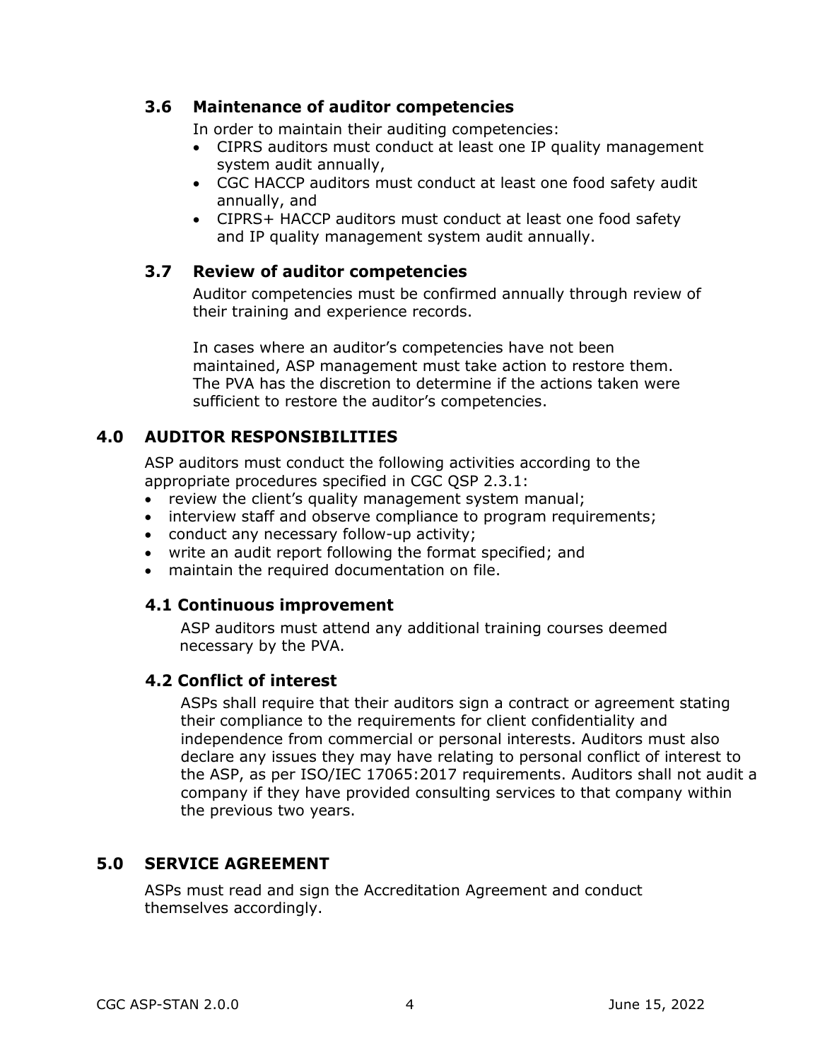### 3.6 Maintenance of auditor competencies

In order to maintain their auditing competencies:

- CIPRS auditors must conduct at least one IP quality management system audit annually,
- CGC HACCP auditors must conduct at least one food safety audit annually, and
- CIPRS+ HACCP auditors must conduct at least one food safety and IP quality management system audit annually.

### 3.7 Review of auditor competencies

Auditor competencies must be confirmed annually through review of their training and experience records.

In cases where an auditor's competencies have not been maintained, ASP management must take action to restore them. The PVA has the discretion to determine if the actions taken were sufficient to restore the auditor's competencies.

## 4.0 AUDITOR RESPONSIBILITIES

ASP auditors must conduct the following activities according to the appropriate procedures specified in CGC QSP 2.3.1:

- review the client's quality management system manual;
- interview staff and observe compliance to program requirements;
- conduct any necessary follow-up activity;
- write an audit report following the format specified; and
- maintain the required documentation on file.

### 4.1 Continuous improvement

ASP auditors must attend any additional training courses deemed necessary by the PVA.

### 4.2 Conflict of interest

ASPs shall require that their auditors sign a contract or agreement stating their compliance to the requirements for client confidentiality and independence from commercial or personal interests. Auditors must also declare any issues they may have relating to personal conflict of interest to the ASP, as per ISO/IEC 17065:2017 requirements. Auditors shall not audit a company if they have provided consulting services to that company within the previous two years.

## 5.0 SERVICE AGREEMENT

ASPs must read and sign the Accreditation Agreement and conduct themselves accordingly.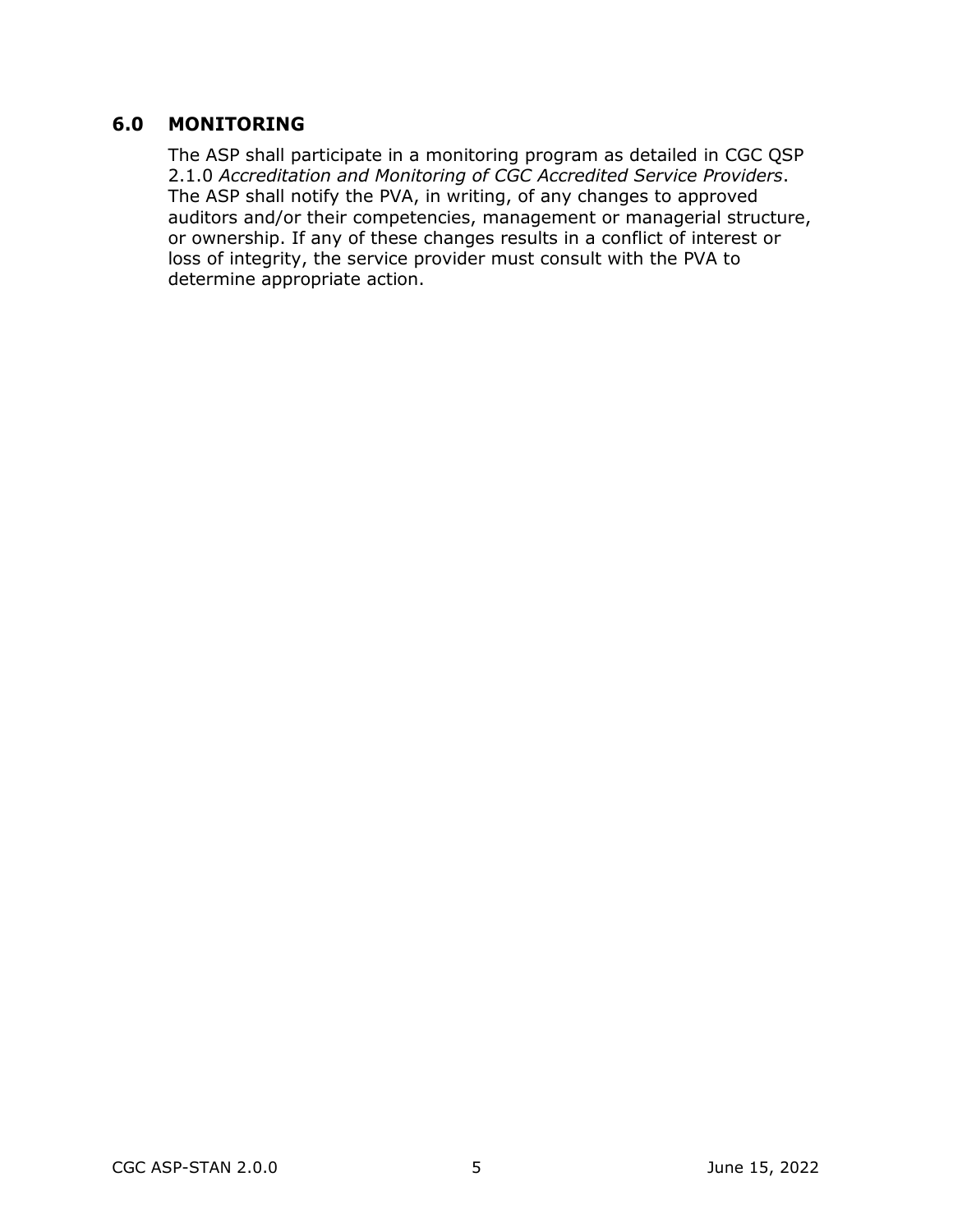## 6.0 MONITORING

The ASP shall participate in a monitoring program as detailed in CGC QSP 2.1.0 *Accreditation and Monitoring of CGC Accredited Service Providers*. The ASP shall notify the PVA, in writing, of any changes to approved auditors and/or their competencies, management or managerial structure, or ownership. If any of these changes results in a conflict of interest or loss of integrity, the service provider must consult with the PVA to determine appropriate action.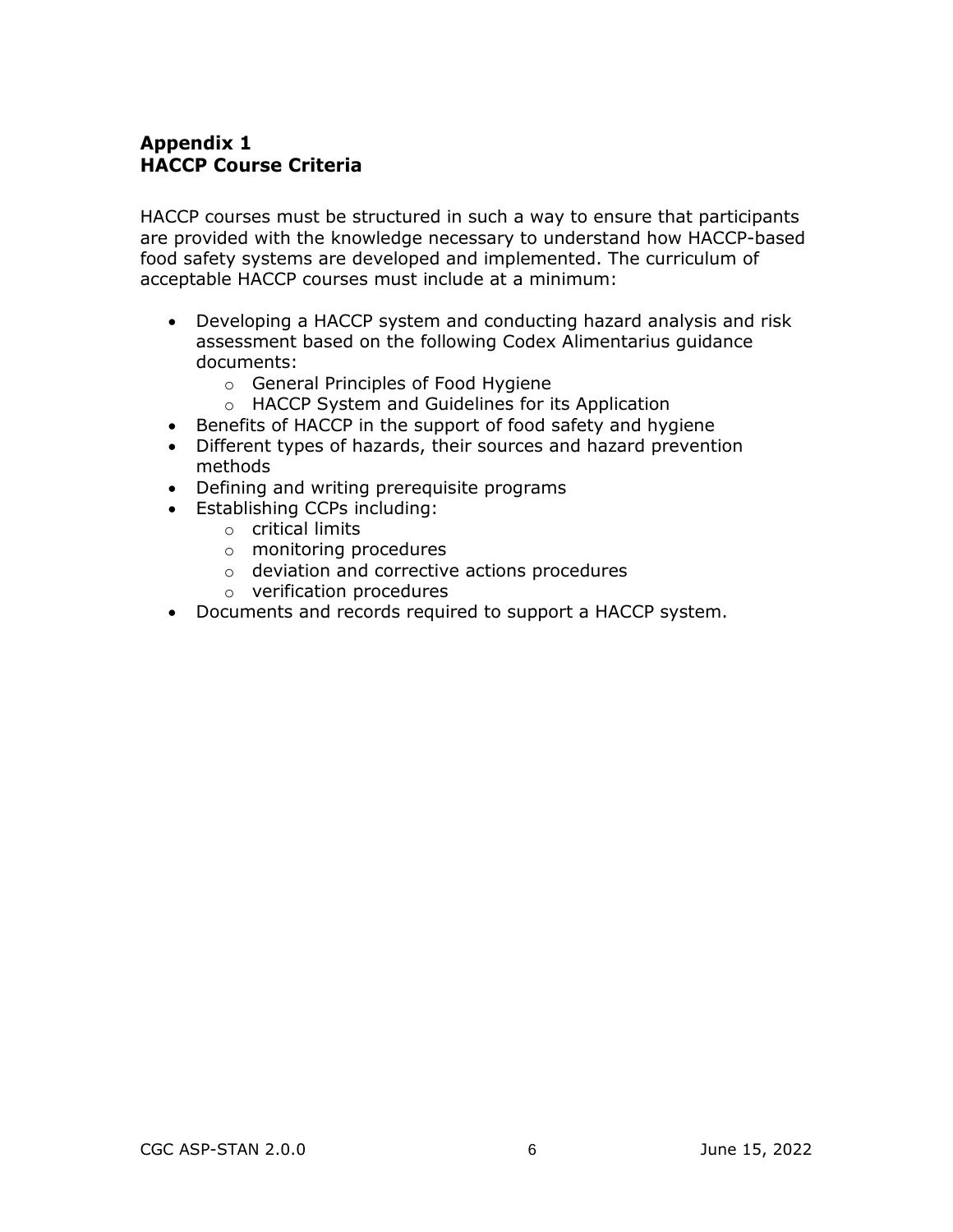## Appendix 1
## HACCP Course Criteria

HACCP courses must be structured in such a way to ensure that participants are provided with the knowledge necessary to understand how HACCP-based food safety systems are developed and implemented. The curriculum of acceptable HACCP courses must include at a minimum:

- Developing a HACCP system and conducting hazard analysis and risk assessment based on the following Codex Alimentarius guidance documents:
  - General Principles of Food Hygiene
  - HACCP System and Guidelines for its Application
- Benefits of HACCP in the support of food safety and hygiene
- Different types of hazards, their sources and hazard prevention methods
- Defining and writing prerequisite programs
- Establishing CCPs including:
  - critical limits
  - monitoring procedures
  - deviation and corrective actions procedures
  - verification procedures
- Documents and records required to support a HACCP system.